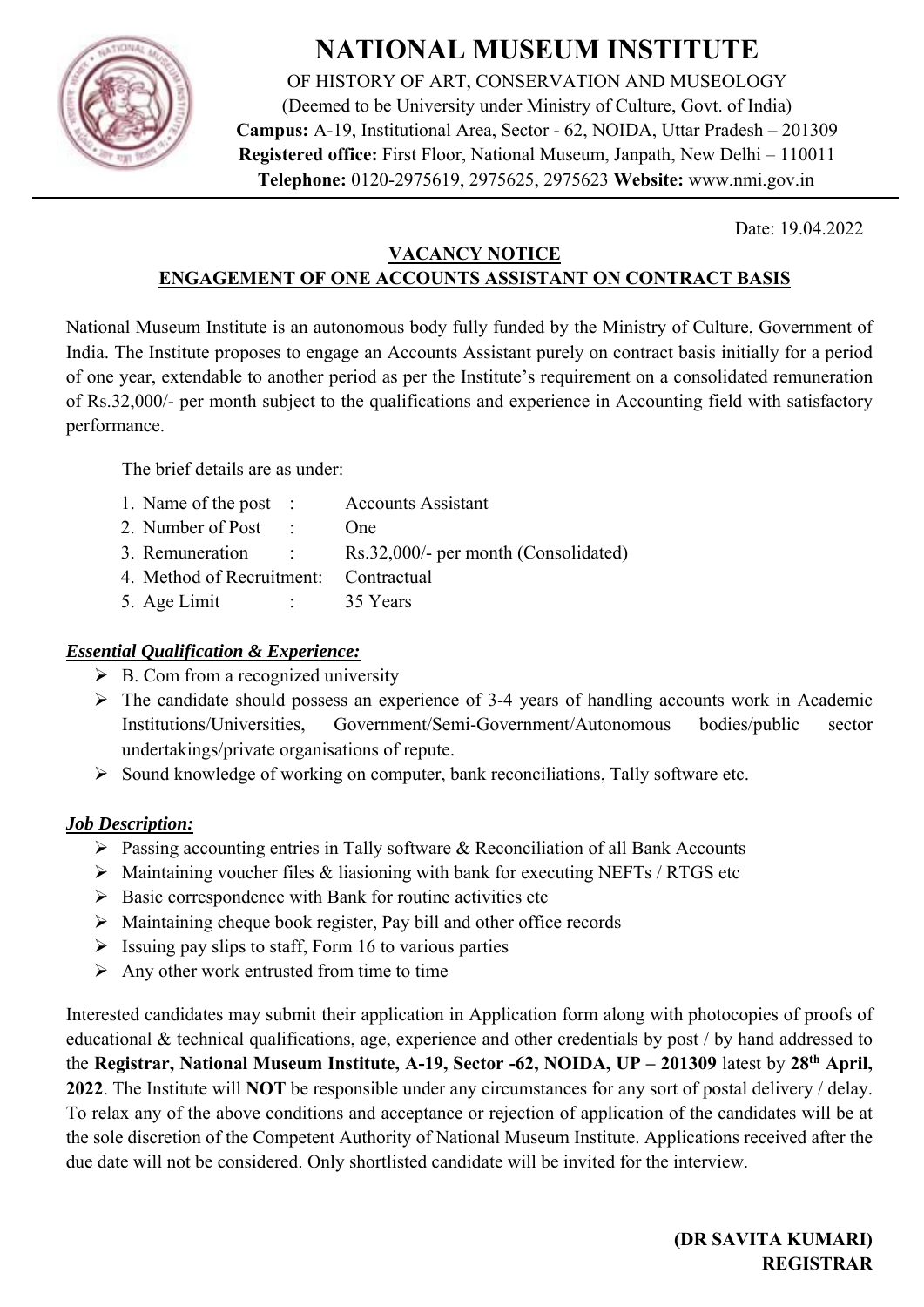# NATIONAL MUSEUM INSTITUTE

OF HISTORY OF ART, CONSERVATION AND MUSEOLOGY
(Deemed to be University under Ministry of Culture, Govt. of India)
**Campus:** A-19, Institutional Area, Sector - 62, NOIDA, Uttar Pradesh – 201309
**Registered office:** First Floor, National Museum, Janpath, New Delhi – 110011
**Telephone:** 0120-2975619, 2975625, 2975623 **Website:** www.nmi.gov.in

Date: 19.04.2022

## VACANCY NOTICE
## ENGAGEMENT OF ONE ACCOUNTS ASSISTANT ON CONTRACT BASIS

National Museum Institute is an autonomous body fully funded by the Ministry of Culture, Government of India. The Institute proposes to engage an Accounts Assistant purely on contract basis initially for a period of one year, extendable to another period as per the Institute's requirement on a consolidated remuneration of Rs.32,000/- per month subject to the qualifications and experience in Accounting field with satisfactory performance.

The brief details are as under:

1. Name of the post : Accounts Assistant
2. Number of Post : One
3. Remuneration : Rs.32,000/- per month (Consolidated)
4. Method of Recruitment: Contractual
5. Age Limit : 35 Years

***Essential Qualification & Experience:***

- B. Com from a recognized university
- The candidate should possess an experience of 3-4 years of handling accounts work in Academic Institutions/Universities, Government/Semi-Government/Autonomous bodies/public sector undertakings/private organisations of repute.
- Sound knowledge of working on computer, bank reconciliations, Tally software etc.

***Job Description:***

- Passing accounting entries in Tally software & Reconciliation of all Bank Accounts
- Maintaining voucher files & liasioning with bank for executing NEFTs / RTGS etc
- Basic correspondence with Bank for routine activities etc
- Maintaining cheque book register, Pay bill and other office records
- Issuing pay slips to staff, Form 16 to various parties
- Any other work entrusted from time to time

Interested candidates may submit their application in Application form along with photocopies of proofs of educational & technical qualifications, age, experience and other credentials by post / by hand addressed to the **Registrar, National Museum Institute, A-19, Sector -62, NOIDA, UP – 201309** latest by **28th April, 2022**. The Institute will **NOT** be responsible under any circumstances for any sort of postal delivery / delay. To relax any of the above conditions and acceptance or rejection of application of the candidates will be at the sole discretion of the Competent Authority of National Museum Institute. Applications received after the due date will not be considered. Only shortlisted candidate will be invited for the interview.

**(DR SAVITA KUMARI)**
**REGISTRAR**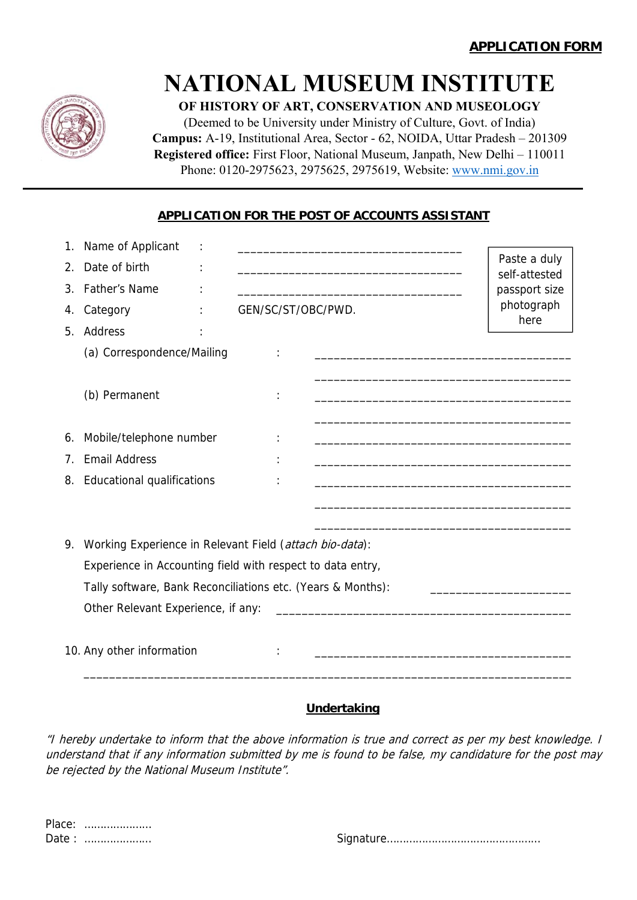**APPLICATION FORM**

# NATIONAL MUSEUM INSTITUTE

**OF HISTORY OF ART, CONSERVATION AND MUSEOLOGY**

(Deemed to be University under Ministry of Culture, Govt. of India)

**Campus:** A-19, Institutional Area, Sector - 62, NOIDA, Uttar Pradesh – 201309

**Registered office:** First Floor, National Museum, Janpath, New Delhi – 110011

Phone: 0120-2975623, 2975625, 2975619, Website: www.nmi.gov.in

---

**APPLICATION FOR THE POST OF ACCOUNTS ASSISTANT**

Paste a duly self-attested passport size photograph here

1. Name of Applicant : ___________________________________
2. Date of birth : ___________________________________
3. Father's Name : ___________________________________
4. Category : GEN/SC/ST/OBC/PWD.
5. Address :
   (a) Correspondence/Mailing : ________________________________________
   ________________________________________
   (b) Permanent : ________________________________________
   ________________________________________
6. Mobile/telephone number : ________________________________________
7. Email Address : ________________________________________
8. Educational qualifications : ________________________________________
   ________________________________________
   ________________________________________
9. Working Experience in Relevant Field (*attach bio-data*):
   Experience in Accounting field with respect to data entry,
   Tally software, Bank Reconciliations etc. (Years & Months): ______________________
   Other Relevant Experience, if any: ______________________________________________
10. Any other information : ________________________________________
    ____________________________________________________________________________

**Undertaking**

*"I hereby undertake to inform that the above information is true and correct as per my best knowledge. I understand that if any information submitted by me is found to be false, my candidature for the post may be rejected by the National Museum Institute".*

Place: ....................

Date : ....................

Signature.............................................